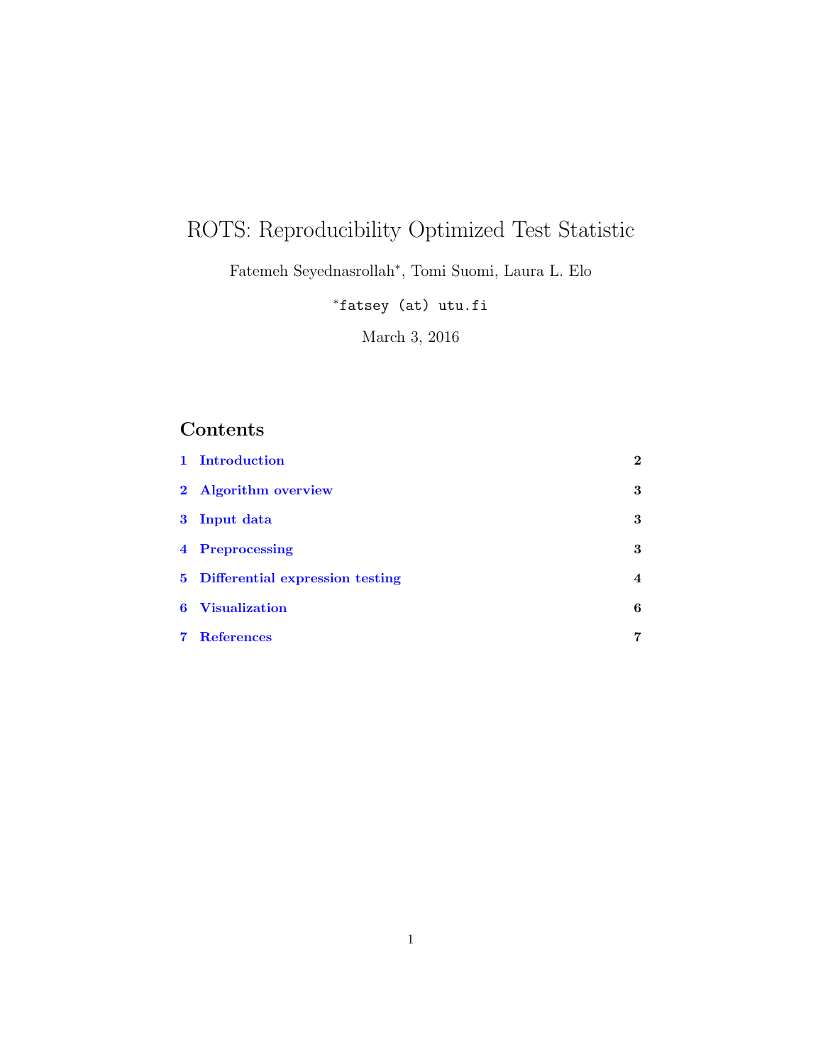# ROTS: Reproducibility Optimized Test Statistic

Fatemeh Seyednasrollah*, Tomi Suomi, Laura L. Elo

*fatsey (at) utu.fi

March 3, 2016

## Contents

| | | |
|---|---|---|
| 1 | Introduction | 2 |
| 2 | Algorithm overview | 3 |
| 3 | Input data | 3 |
| 4 | Preprocessing | 3 |
| 5 | Differential expression testing | 4 |
| 6 | Visualization | 6 |
| 7 | References | 7 |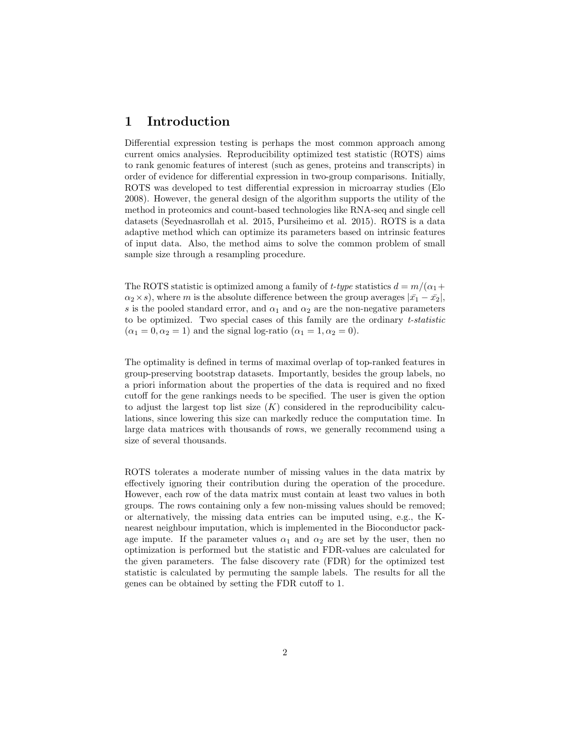# 1 Introduction

Differential expression testing is perhaps the most common approach among current omics analyses. Reproducibility optimized test statistic (ROTS) aims to rank genomic features of interest (such as genes, proteins and transcripts) in order of evidence for differential expression in two-group comparisons. Initially, ROTS was developed to test differential expression in microarray studies (Elo 2008). However, the general design of the algorithm supports the utility of the method in proteomics and count-based technologies like RNA-seq and single cell datasets (Seyednasrollah et al. 2015, Pursiheimo et al. 2015). ROTS is a data adaptive method which can optimize its parameters based on intrinsic features of input data. Also, the method aims to solve the common problem of small sample size through a resampling procedure.

The ROTS statistic is optimized among a family of *t-type* statistics $d = m/(\alpha_1 + \alpha_2 \times s)$, where $m$ is the absolute difference between the group averages $|\bar{x_1} - \bar{x_2}|$, $s$ is the pooled standard error, and $\alpha_1$ and $\alpha_2$ are the non-negative parameters to be optimized. Two special cases of this family are the ordinary *t-statistic* ($\alpha_1 = 0, \alpha_2 = 1$) and the signal log-ratio ($\alpha_1 = 1, \alpha_2 = 0$).

The optimality is defined in terms of maximal overlap of top-ranked features in group-preserving bootstrap datasets. Importantly, besides the group labels, no a priori information about the properties of the data is required and no fixed cutoff for the gene rankings needs to be specified. The user is given the option to adjust the largest top list size ($K$) considered in the reproducibility calculations, since lowering this size can markedly reduce the computation time. In large data matrices with thousands of rows, we generally recommend using a size of several thousands.

ROTS tolerates a moderate number of missing values in the data matrix by effectively ignoring their contribution during the operation of the procedure. However, each row of the data matrix must contain at least two values in both groups. The rows containing only a few non-missing values should be removed; or alternatively, the missing data entries can be imputed using, e.g., the K-nearest neighbour imputation, which is implemented in the Bioconductor package impute. If the parameter values $\alpha_1$ and $\alpha_2$ are set by the user, then no optimization is performed but the statistic and FDR-values are calculated for the given parameters. The false discovery rate (FDR) for the optimized test statistic is calculated by permuting the sample labels. The results for all the genes can be obtained by setting the FDR cutoff to 1.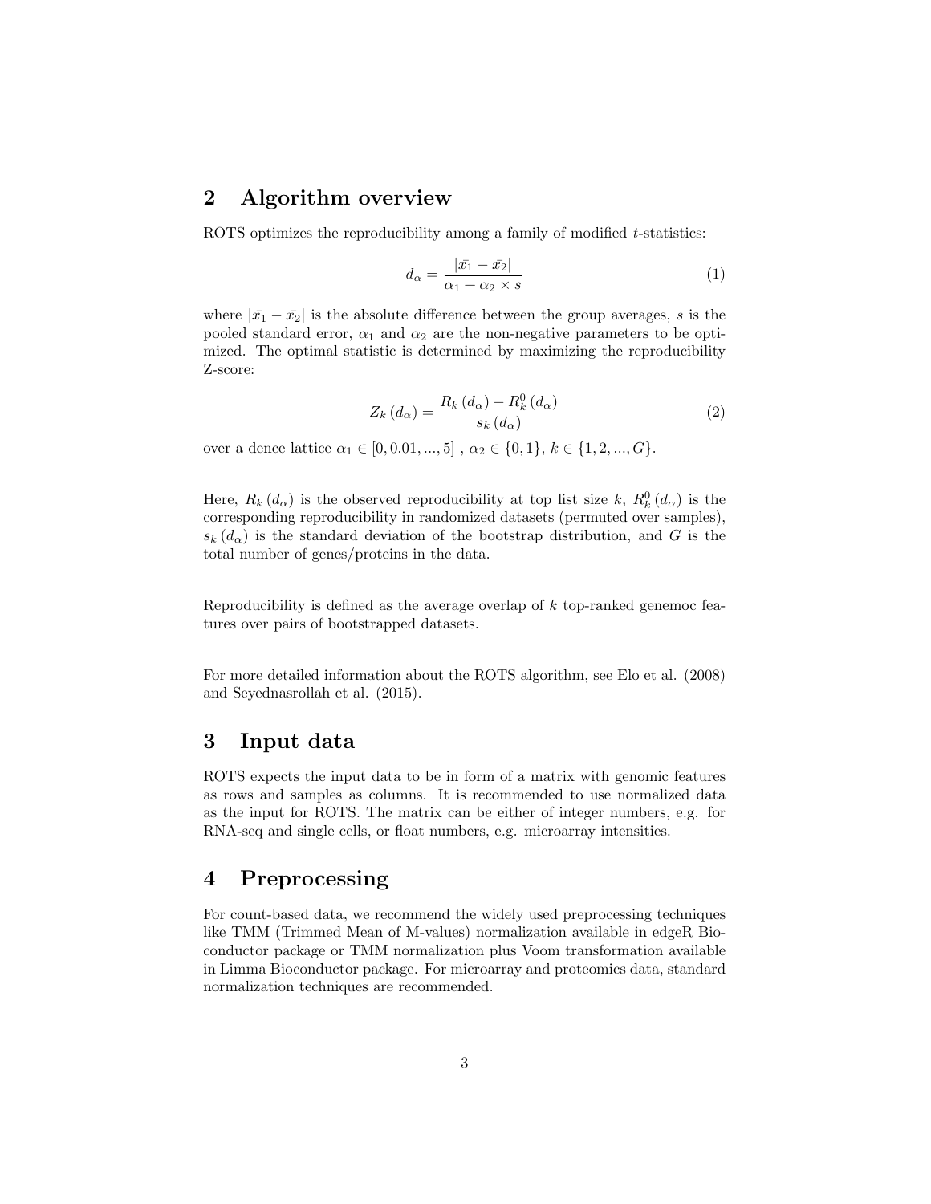## 2 Algorithm overview

ROTS optimizes the reproducibility among a family of modified $t$-statistics:

$$d_\alpha = \frac{|\bar{x_1} - \bar{x_2}|}{\alpha_1 + \alpha_2 \times s} \tag{1}$$

where $|\bar{x_1} - \bar{x_2}|$ is the absolute difference between the group averages, $s$ is the pooled standard error, $\alpha_1$ and $\alpha_2$ are the non-negative parameters to be optimized. The optimal statistic is determined by maximizing the reproducibility Z-score:

$$Z_k(d_\alpha) = \frac{R_k(d_\alpha) - R_k^0(d_\alpha)}{s_k(d_\alpha)} \tag{2}$$

over a dence lattice $\alpha_1 \in [0, 0.01, ..., 5]$ , $\alpha_2 \in \{0, 1\}$, $k \in \{1, 2, ..., G\}$.

Here, $R_k(d_\alpha)$ is the observed reproducibility at top list size $k$, $R_k^0(d_\alpha)$ is the corresponding reproducibility in randomized datasets (permuted over samples), $s_k(d_\alpha)$ is the standard deviation of the bootstrap distribution, and $G$ is the total number of genes/proteins in the data.

Reproducibility is defined as the average overlap of $k$ top-ranked genemoc features over pairs of bootstrapped datasets.

For more detailed information about the ROTS algorithm, see Elo et al. (2008) and Seyednasrollah et al. (2015).

## 3 Input data

ROTS expects the input data to be in form of a matrix with genomic features as rows and samples as columns. It is recommended to use normalized data as the input for ROTS. The matrix can be either of integer numbers, e.g. for RNA-seq and single cells, or float numbers, e.g. microarray intensities.

## 4 Preprocessing

For count-based data, we recommend the widely used preprocessing techniques like TMM (Trimmed Mean of M-values) normalization available in edgeR Bioconductor package or TMM normalization plus Voom transformation available in Limma Bioconductor package. For microarray and proteomics data, standard normalization techniques are recommended.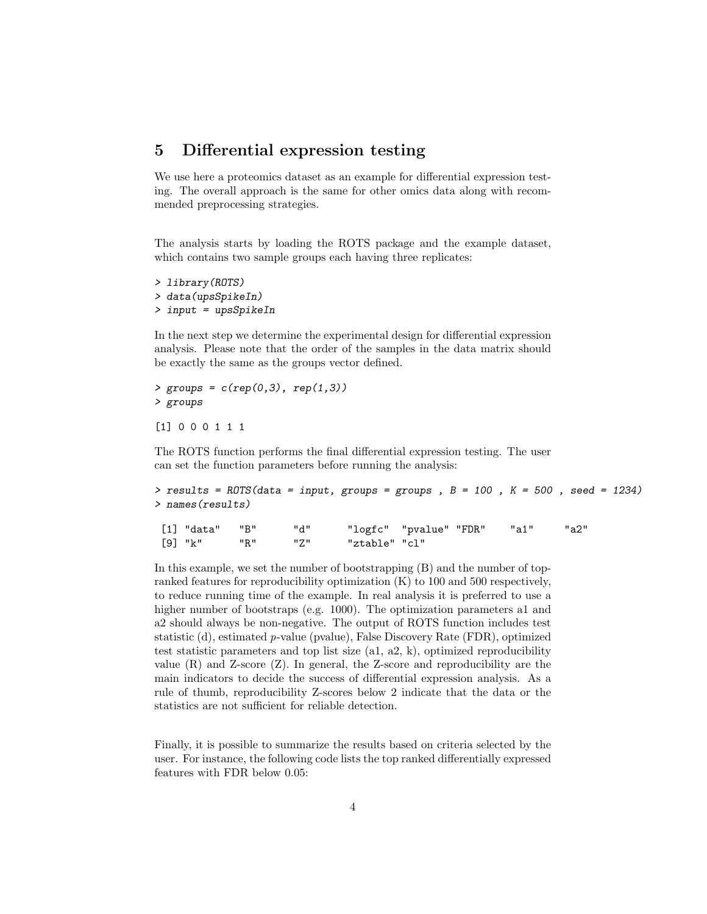## 5 Differential expression testing

We use here a proteomics dataset as an example for differential expression testing. The overall approach is the same for other omics data along with recommended preprocessing strategies.

The analysis starts by loading the ROTS package and the example dataset, which contains two sample groups each having three replicates:

```
> library(ROTS)
> data(upsSpikeIn)
> input = upsSpikeIn
```

In the next step we determine the experimental design for differential expression analysis. Please note that the order of the samples in the data matrix should be exactly the same as the groups vector defined.

```
> groups = c(rep(0,3), rep(1,3))
> groups
```

```
[1] 0 0 0 1 1 1
```

The ROTS function performs the final differential expression testing. The user can set the function parameters before running the analysis:

```
> results = ROTS(data = input, groups = groups , B = 100 , K = 500 , seed = 1234)
> names(results)
```

```
 [1] "data"   "B"      "d"      "logfc"  "pvalue" "FDR"    "a1"     "a2"
 [9] "k"      "R"      "Z"      "ztable" "cl"
```

In this example, we set the number of bootstrapping (B) and the number of top-ranked features for reproducibility optimization (K) to 100 and 500 respectively, to reduce running time of the example. In real analysis it is preferred to use a higher number of bootstraps (e.g. 1000). The optimization parameters a1 and a2 should always be non-negative. The output of ROTS function includes test statistic (d), estimated *p*-value (pvalue), False Discovery Rate (FDR), optimized test statistic parameters and top list size (a1, a2, k), optimized reproducibility value (R) and Z-score (Z). In general, the Z-score and reproducibility are the main indicators to decide the success of differential expression analysis. As a rule of thumb, reproducibility Z-scores below 2 indicate that the data or the statistics are not sufficient for reliable detection.

Finally, it is possible to summarize the results based on criteria selected by the user. For instance, the following code lists the top ranked differentially expressed features with FDR below 0.05: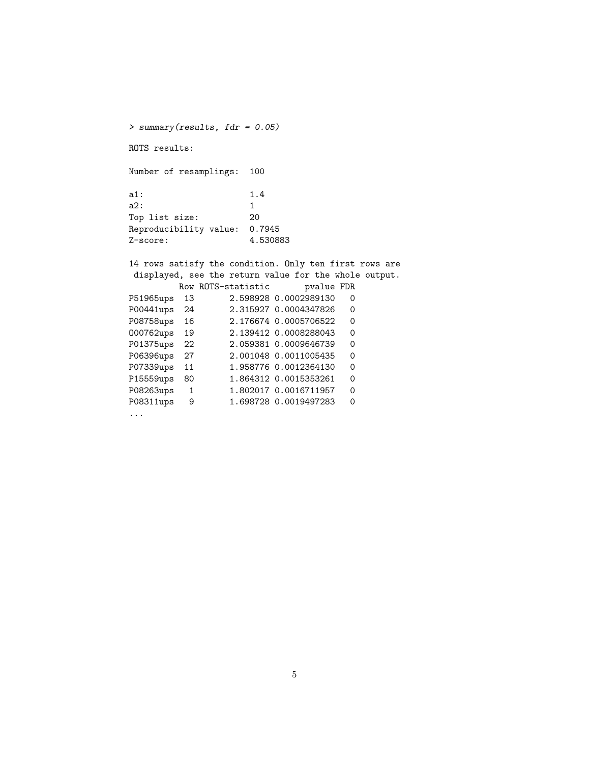```
> summary(results, fdr = 0.05)

ROTS results:

Number of resamplings:  100

a1:                     1.4
a2:                     1
Top list size:          20
Reproducibility value:  0.7945
Z-score:                4.530883

14 rows satisfy the condition. Only ten first rows are
 displayed, see the return value for the whole output.
          Row ROTS-statistic       pvalue FDR
P51965ups  13       2.598928 0.0002989130   0
P00441ups  24       2.315927 0.0004347826   0
P08758ups  16       2.176674 0.0005706522   0
O00762ups  19       2.139412 0.0008288043   0
P01375ups  22       2.059381 0.0009646739   0
P06396ups  27       2.001048 0.0011005435   0
P07339ups  11       1.958776 0.0012364130   0
P15559ups  80       1.864312 0.0015353261   0
P08263ups   1       1.802017 0.0016711957   0
P08311ups   9       1.698728 0.0019497283   0
...
```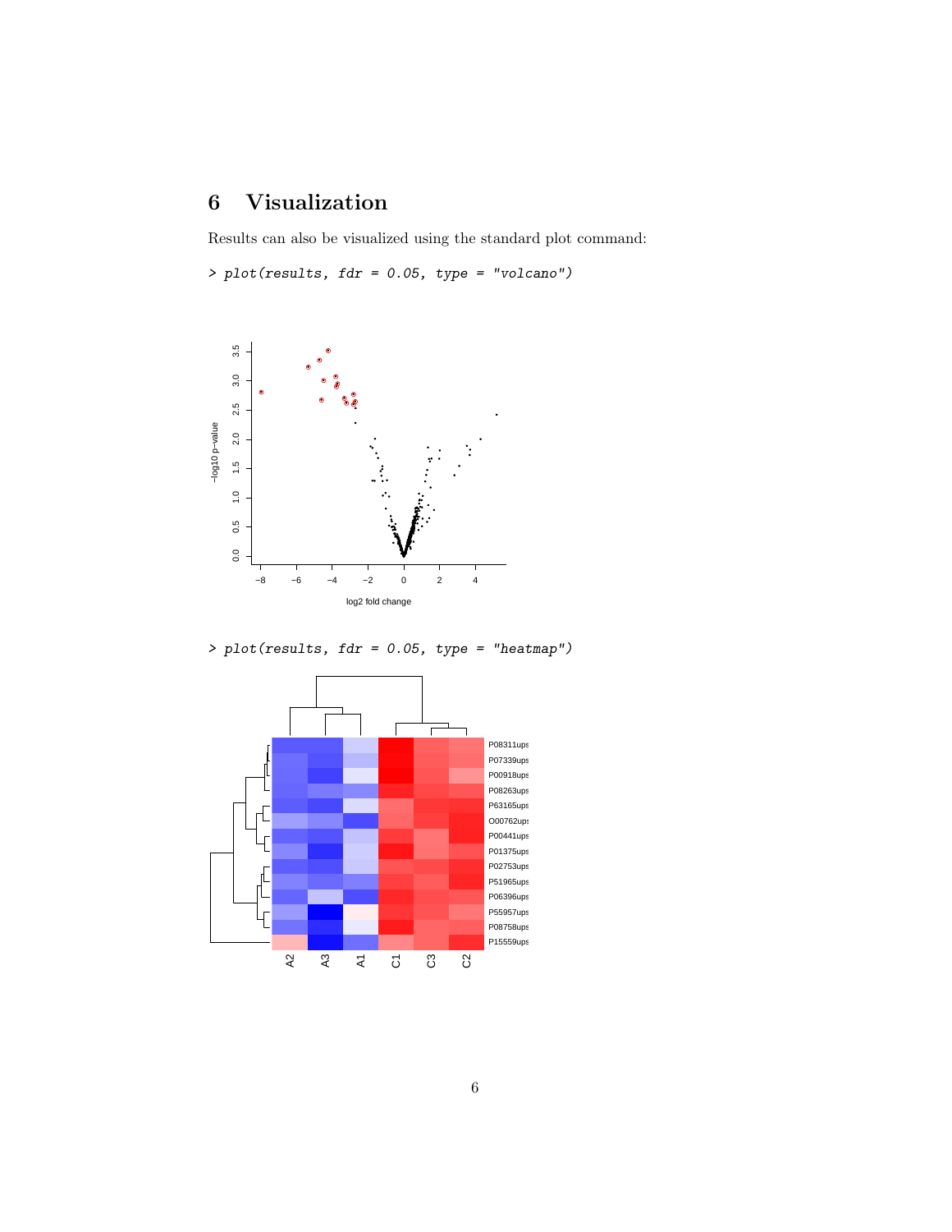## 6 Visualization

Results can also be visualized using the standard plot command:

```
> plot(results, fdr = 0.05, type = "volcano")
```

```
> plot(results, fdr = 0.05, type = "heatmap")
```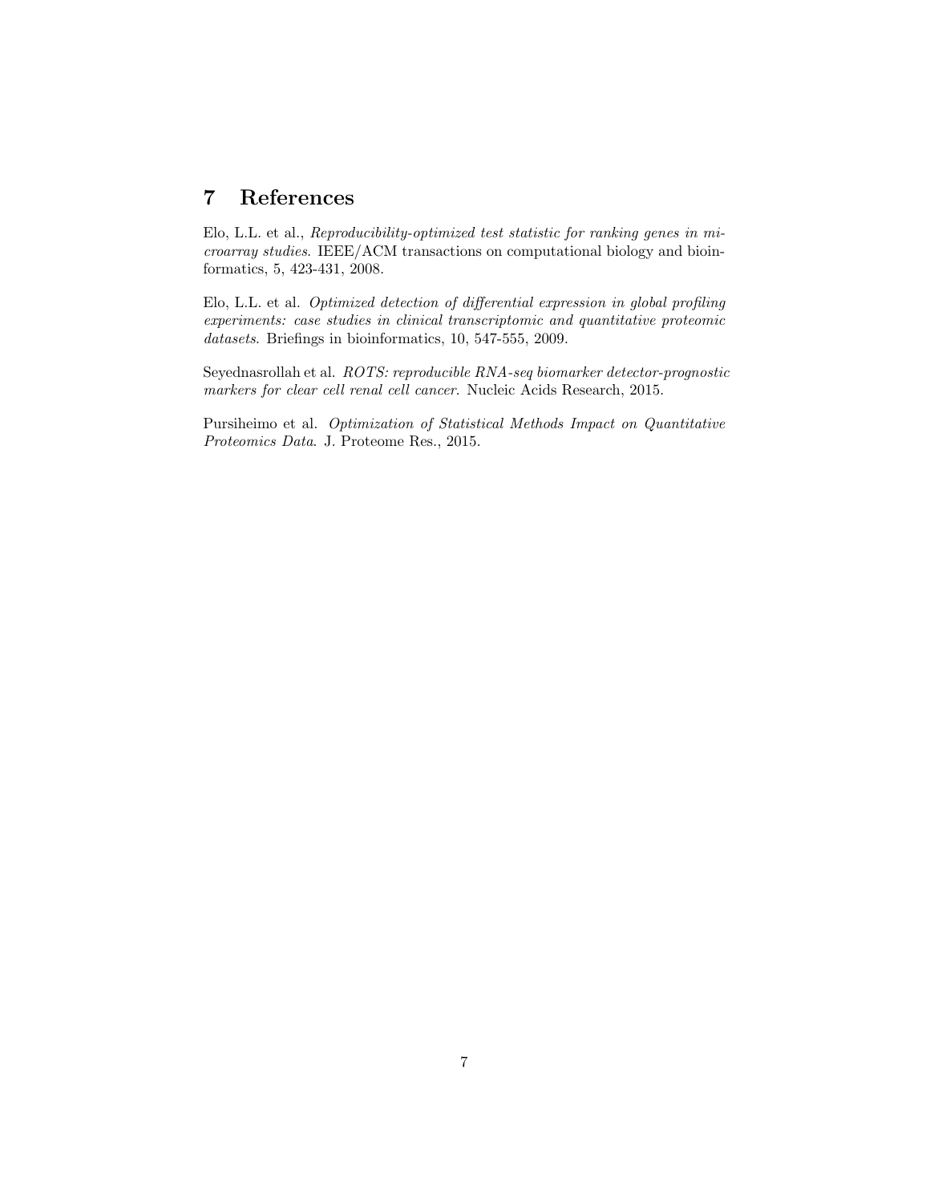# 7 References

Elo, L.L. et al., *Reproducibility-optimized test statistic for ranking genes in microarray studies*. IEEE/ACM transactions on computational biology and bioinformatics, 5, 423-431, 2008.

Elo, L.L. et al. *Optimized detection of differential expression in global profiling experiments: case studies in clinical transcriptomic and quantitative proteomic datasets*. Briefings in bioinformatics, 10, 547-555, 2009.

Seyednasrollah et al. *ROTS: reproducible RNA-seq biomarker detector-prognostic markers for clear cell renal cell cancer*. Nucleic Acids Research, 2015.

Pursiheimo et al. *Optimization of Statistical Methods Impact on Quantitative Proteomics Data*. J. Proteome Res., 2015.